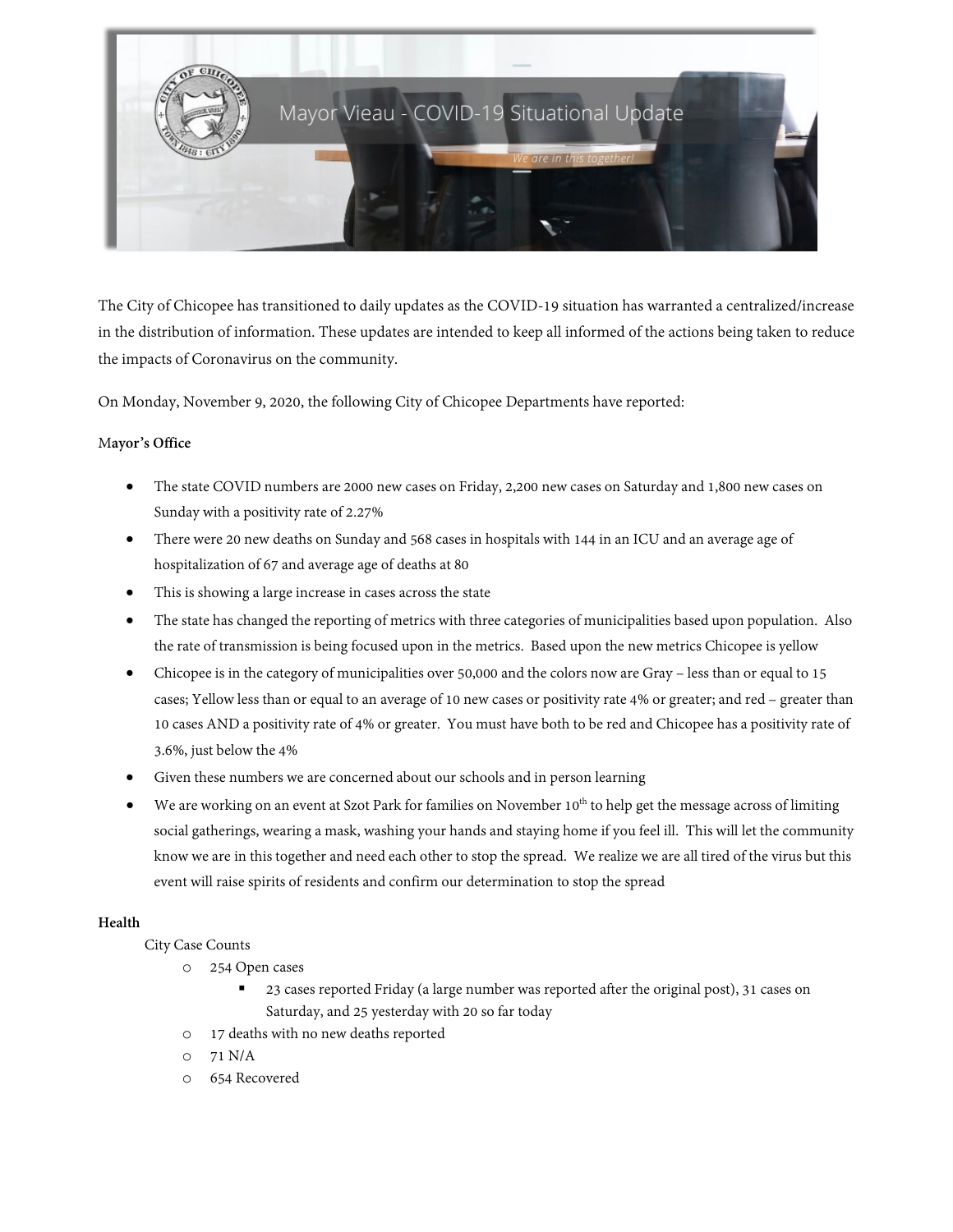Mayor Vieau - COVID-19 Situational Update

We are in this together!

The City of Chicopee has transitioned to daily updates as the COVID-19 situation has warranted a centralized/increase in the distribution of information. These updates are intended to keep all informed of the actions being taken to reduce the impacts of Coronavirus on the community.

On Monday, November 9, 2020, the following City of Chicopee Departments have reported:

**Mayor's Office**

- The state COVID numbers are 2000 new cases on Friday, 2,200 new cases on Saturday and 1,800 new cases on Sunday with a positivity rate of 2.27%
- There were 20 new deaths on Sunday and 568 cases in hospitals with 144 in an ICU and an average age of hospitalization of 67 and average age of deaths at 80
- This is showing a large increase in cases across the state
- The state has changed the reporting of metrics with three categories of municipalities based upon population. Also the rate of transmission is being focused upon in the metrics. Based upon the new metrics Chicopee is yellow
- Chicopee is in the category of municipalities over 50,000 and the colors now are Gray – less than or equal to 15 cases; Yellow less than or equal to an average of 10 new cases or positivity rate 4% or greater; and red – greater than 10 cases AND a positivity rate of 4% or greater. You must have both to be red and Chicopee has a positivity rate of 3.6%, just below the 4%
- Given these numbers we are concerned about our schools and in person learning
- We are working on an event at Szot Park for families on November 10th to help get the message across of limiting social gatherings, wearing a mask, washing your hands and staying home if you feel ill. This will let the community know we are in this together and need each other to stop the spread. We realize we are all tired of the virus but this event will raise spirits of residents and confirm our determination to stop the spread

**Health**

City Case Counts

- 254 Open cases
  - 23 cases reported Friday (a large number was reported after the original post), 31 cases on Saturday, and 25 yesterday with 20 so far today
- 17 deaths with no new deaths reported
- 71 N/A
- 654 Recovered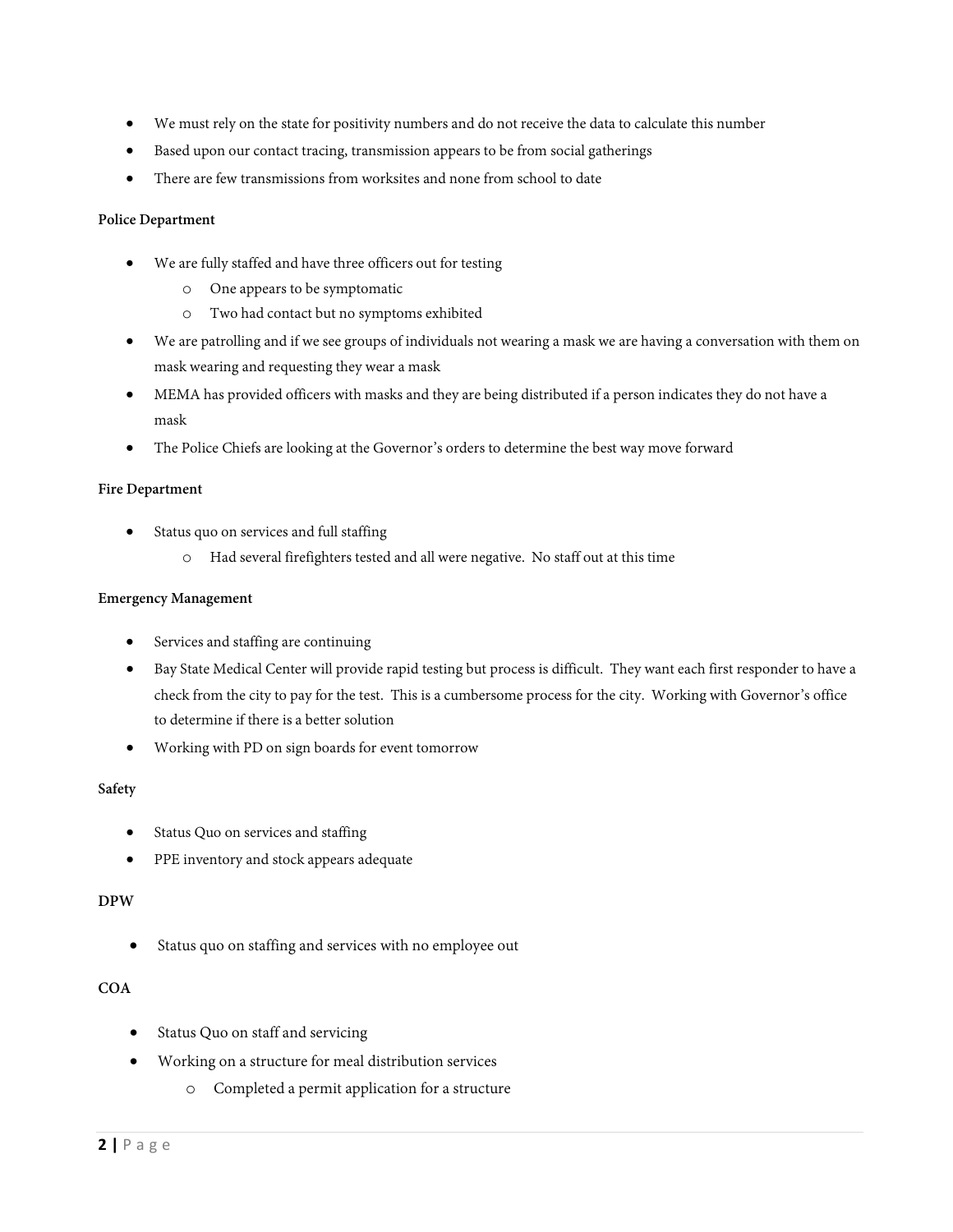- We must rely on the state for positivity numbers and do not receive the data to calculate this number
- Based upon our contact tracing, transmission appears to be from social gatherings
- There are few transmissions from worksites and none from school to date

**Police Department**

- We are fully staffed and have three officers out for testing
  - One appears to be symptomatic
  - Two had contact but no symptoms exhibited
- We are patrolling and if we see groups of individuals not wearing a mask we are having a conversation with them on mask wearing and requesting they wear a mask
- MEMA has provided officers with masks and they are being distributed if a person indicates they do not have a mask
- The Police Chiefs are looking at the Governor's orders to determine the best way move forward

**Fire Department**

- Status quo on services and full staffing
  - Had several firefighters tested and all were negative. No staff out at this time

**Emergency Management**

- Services and staffing are continuing
- Bay State Medical Center will provide rapid testing but process is difficult. They want each first responder to have a check from the city to pay for the test. This is a cumbersome process for the city. Working with Governor's office to determine if there is a better solution
- Working with PD on sign boards for event tomorrow

**Safety**

- Status Quo on services and staffing
- PPE inventory and stock appears adequate

**DPW**

- Status quo on staffing and services with no employee out

**COA**

- Status Quo on staff and servicing
- Working on a structure for meal distribution services
  - Completed a permit application for a structure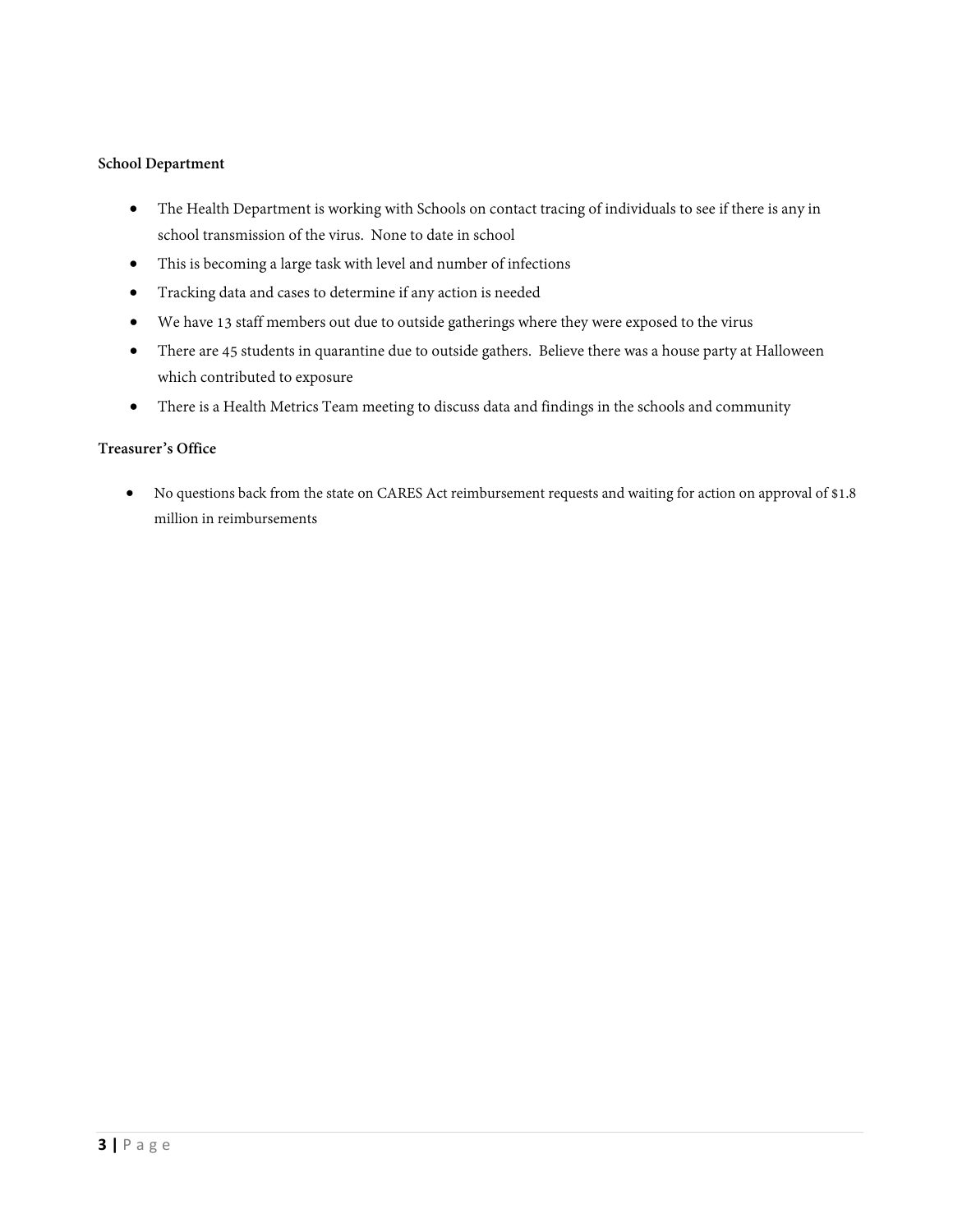**School Department**

- The Health Department is working with Schools on contact tracing of individuals to see if there is any in school transmission of the virus. None to date in school
- This is becoming a large task with level and number of infections
- Tracking data and cases to determine if any action is needed
- We have 13 staff members out due to outside gatherings where they were exposed to the virus
- There are 45 students in quarantine due to outside gathers. Believe there was a house party at Halloween which contributed to exposure
- There is a Health Metrics Team meeting to discuss data and findings in the schools and community

**Treasurer's Office**

- No questions back from the state on CARES Act reimbursement requests and waiting for action on approval of $1.8 million in reimbursements